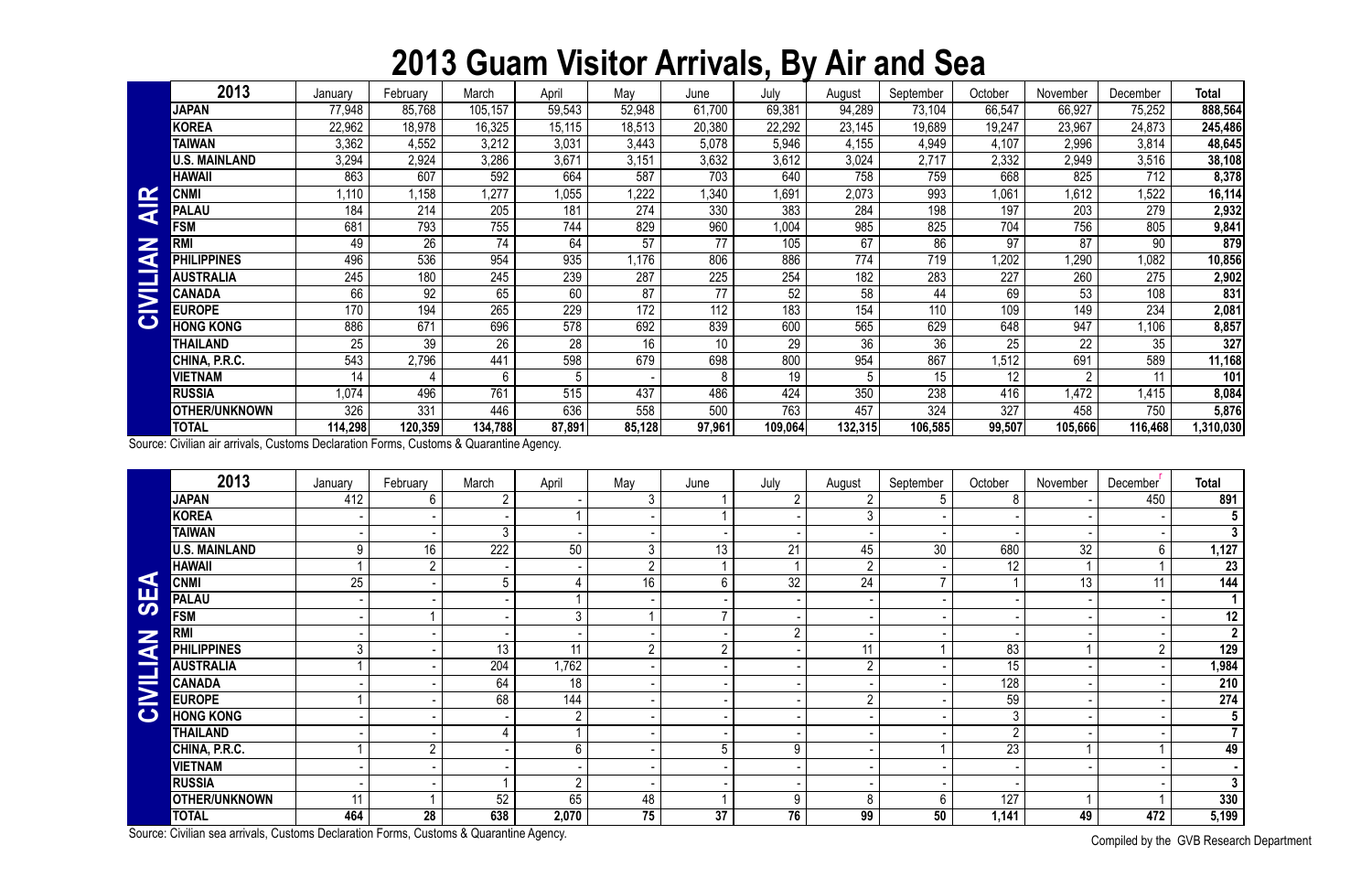# 2013 Guam Visitor Arrivals, By Air and Sea

**CIVILIAN AIR**

| 2013 | January | February | March | April | May | June | July | August | September | October | November | December | Total |
|---|---|---|---|---|---|---|---|---|---|---|---|---|---|
| **JAPAN** | 77,948 | 85,768 | 105,157 | 59,543 | 52,948 | 61,700 | 69,381 | 94,289 | 73,104 | 66,547 | 66,927 | 75,252 | **888,564** |
| **KOREA** | 22,962 | 18,978 | 16,325 | 15,115 | 18,513 | 20,380 | 22,292 | 23,145 | 19,689 | 19,247 | 23,967 | 24,873 | **245,486** |
| **TAIWAN** | 3,362 | 4,552 | 3,212 | 3,031 | 3,443 | 5,078 | 5,946 | 4,155 | 4,949 | 4,107 | 2,996 | 3,814 | **48,645** |
| **U.S. MAINLAND** | 3,294 | 2,924 | 3,286 | 3,671 | 3,151 | 3,632 | 3,612 | 3,024 | 2,717 | 2,332 | 2,949 | 3,516 | **38,108** |
| **HAWAII** | 863 | 607 | 592 | 664 | 587 | 703 | 640 | 758 | 759 | 668 | 825 | 712 | **8,378** |
| **CNMI** | 1,110 | 1,158 | 1,277 | 1,055 | 1,222 | 1,340 | 1,691 | 2,073 | 993 | 1,061 | 1,612 | 1,522 | **16,114** |
| **PALAU** | 184 | 214 | 205 | 181 | 274 | 330 | 383 | 284 | 198 | 197 | 203 | 279 | **2,932** |
| **FSM** | 681 | 793 | 755 | 744 | 829 | 960 | 1,004 | 985 | 825 | 704 | 756 | 805 | **9,841** |
| **RMI** | 49 | 26 | 74 | 64 | 57 | 77 | 105 | 67 | 86 | 97 | 87 | 90 | **879** |
| **PHILIPPINES** | 496 | 536 | 954 | 935 | 1,176 | 806 | 886 | 774 | 719 | 1,202 | 1,290 | 1,082 | **10,856** |
| **AUSTRALIA** | 245 | 180 | 245 | 239 | 287 | 225 | 254 | 182 | 283 | 227 | 260 | 275 | **2,902** |
| **CANADA** | 66 | 92 | 65 | 60 | 87 | 77 | 52 | 58 | 44 | 69 | 53 | 108 | **831** |
| **EUROPE** | 170 | 194 | 265 | 229 | 172 | 112 | 183 | 154 | 110 | 109 | 149 | 234 | **2,081** |
| **HONG KONG** | 886 | 671 | 696 | 578 | 692 | 839 | 600 | 565 | 629 | 648 | 947 | 1,106 | **8,857** |
| **THAILAND** | 25 | 39 | 26 | 28 | 16 | 10 | 29 | 36 | 36 | 25 | 22 | 35 | **327** |
| **CHINA, P.R.C.** | 543 | 2,796 | 441 | 598 | 679 | 698 | 800 | 954 | 867 | 1,512 | 691 | 589 | **11,168** |
| **VIETNAM** | 14 | 4 | 6 | 5 | - | 8 | 19 | 5 | 15 | 12 | 2 | 11 | **101** |
| **RUSSIA** | 1,074 | 496 | 761 | 515 | 437 | 486 | 424 | 350 | 238 | 416 | 1,472 | 1,415 | **8,084** |
| **OTHER/UNKNOWN** | 326 | 331 | 446 | 636 | 558 | 500 | 763 | 457 | 324 | 327 | 458 | 750 | **5,876** |
| **TOTAL** | **114,298** | **120,359** | **134,788** | **87,891** | **85,128** | **97,961** | **109,064** | **132,315** | **106,585** | **99,507** | **105,666** | **116,468** | **1,310,030** |

Source: Civilian air arrivals, Customs Declaration Forms, Customs & Quarantine Agency.

**CIVILIAN SEA**

| 2013 | January | February | March | April | May | June | July | August | September | October | November | December[r] | Total |
|---|---|---|---|---|---|---|---|---|---|---|---|---|---|
| **JAPAN** | 412 | 6 | 2 | - | 3 | 1 | 2 | 2 | 5 | 8 | - | 450 | **891** |
| **KOREA** | - | - | - | 1 | - | 1 | - | 3 | - | - | - | - | **5** |
| **TAIWAN** | - | - | 3 | - | - | - | - | - | - | - | - | - | **3** |
| **U.S. MAINLAND** | 9 | 16 | 222 | 50 | 3 | 13 | 21 | 45 | 30 | 680 | 32 | 6 | **1,127** |
| **HAWAII** | 1 | 2 | - | - | 2 | 1 | 1 | 2 | - | 12 | 1 | 1 | **23** |
| **CNMI** | 25 | - | 5 | 4 | 16 | 6 | 32 | 24 | 7 | 1 | 13 | 11 | **144** |
| **PALAU** | - | - | - | 1 | - | - | - | - | - | - | - | - | **1** |
| **FSM** | - | 1 | - | 3 | 1 | 7 | - | - | - | - | - | - | **12** |
| **RMI** | - | - | - | - | - | - | 2 | - | - | - | - | - | **2** |
| **PHILIPPINES** | 3 | - | 13 | 11 | 2 | 2 | - | 11 | 1 | 83 | 1 | 2 | **129** |
| **AUSTRALIA** | 1 | - | 204 | 1,762 | - | - | - | 2 | - | 15 | - | - | **1,984** |
| **CANADA** | - | - | 64 | 18 | - | - | - | - | - | 128 | - | - | **210** |
| **EUROPE** | 1 | - | 68 | 144 | - | - | - | 2 | - | 59 | - | - | **274** |
| **HONG KONG** | - | - | - | 2 | - | - | - | - | - | 3 | - | - | **5** |
| **THAILAND** | - | - | 4 | 1 | - | - | - | - | - | 2 | - | - | **7** |
| **CHINA, P.R.C.** | 1 | 2 | - | 6 | - | 5 | 9 | - | 1 | 23 | 1 | 1 | **49** |
| **VIETNAM** | - | - | - | - | - | - | - | - | - | - | - | - | **-** |
| **RUSSIA** | - | - | 1 | 2 | - | - | - | - | - | - | - | - | **3** |
| **OTHER/UNKNOWN** | 11 | 1 | 52 | 65 | 48 | 1 | 9 | 8 | 6 | 127 | 1 | 1 | **330** |
| **TOTAL** | **464** | **28** | **638** | **2,070** | **75** | **37** | **76** | **99** | **50** | **1,141** | **49** | **472** | **5,199** |

Source: Civilian sea arrivals, Customs Declaration Forms, Customs & Quarantine Agency.

Compiled by the GVB Research Department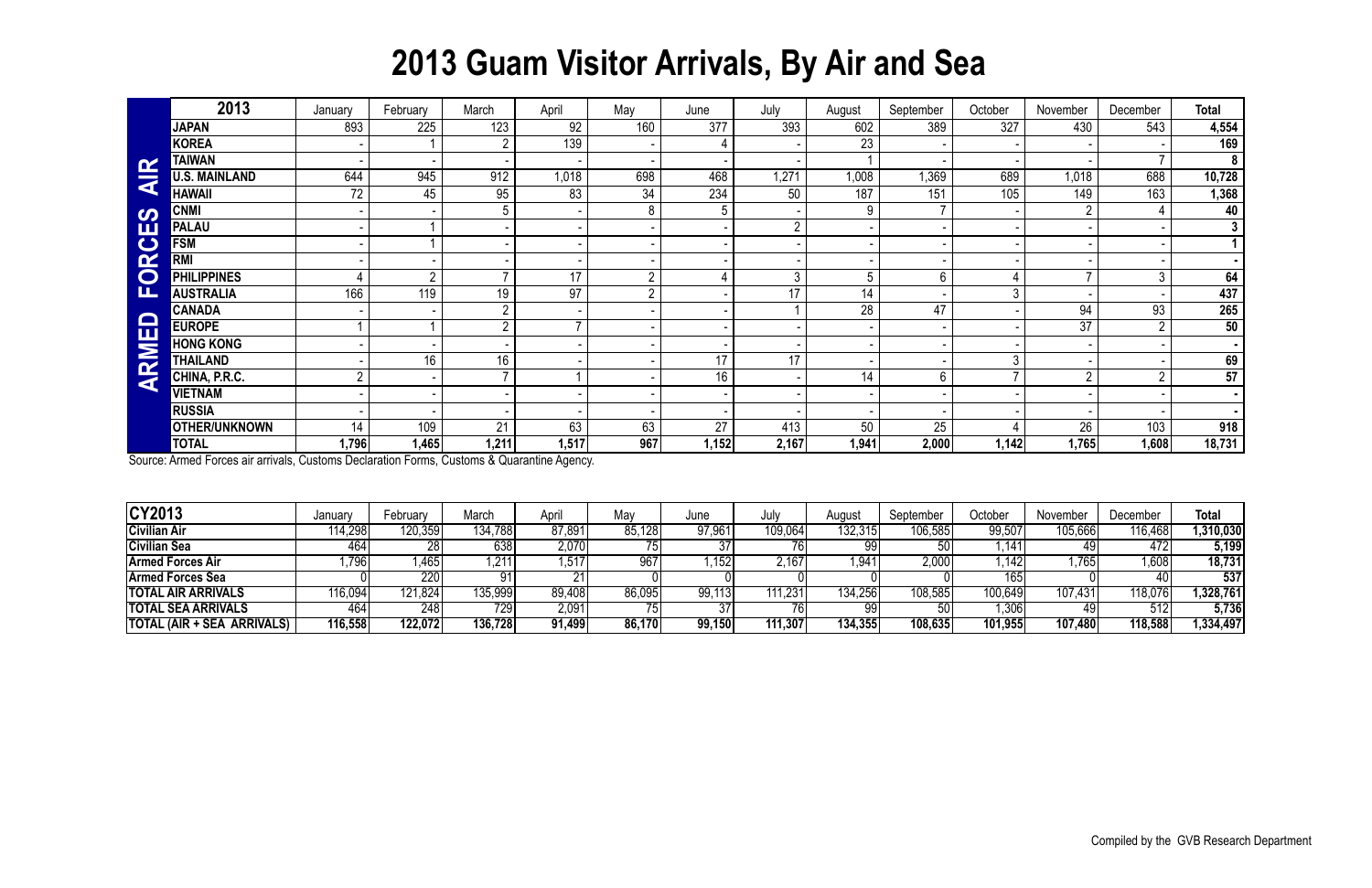# 2013 Guam Visitor Arrivals, By Air and Sea

| | 2013 | January | February | March | April | May | June | July | August | September | October | November | December | Total |
|---|---|---|---|---|---|---|---|---|---|---|---|---|---|---|
| ARMED FORCES AIR | JAPAN | 893 | 225 | 123 | 92 | 160 | 377 | 393 | 602 | 389 | 327 | 430 | 543 | 4,554 |
| | KOREA | - | 1 | 2 | 139 | - | 4 | - | 23 | - | - | - | - | 169 |
| | TAIWAN | - | - | - | - | - | - | - | 1 | - | - | - | 7 | 8 |
| | U.S. MAINLAND | 644 | 945 | 912 | 1,018 | 698 | 468 | 1,271 | 1,008 | 1,369 | 689 | 1,018 | 688 | 10,728 |
| | HAWAII | 72 | 45 | 95 | 83 | 34 | 234 | 50 | 187 | 151 | 105 | 149 | 163 | 1,368 |
| | CNMI | - | - | 5 | - | 8 | 5 | - | 9 | 7 | - | 2 | 4 | 40 |
| | PALAU | - | 1 | - | - | - | - | 2 | - | - | - | - | - | 3 |
| | FSM | - | 1 | - | - | - | - | - | - | - | - | - | - | 1 |
| | RMI | - | - | - | - | - | - | - | - | - | - | - | - | - |
| | PHILIPPINES | 4 | 2 | 7 | 17 | 2 | 4 | 3 | 5 | 6 | 4 | 7 | 3 | 64 |
| | AUSTRALIA | 166 | 119 | 19 | 97 | 2 | - | 17 | 14 | - | 3 | - | - | 437 |
| | CANADA | - | - | 2 | - | - | - | 1 | 28 | 47 | - | 94 | 93 | 265 |
| | EUROPE | 1 | 1 | 2 | 7 | - | - | - | - | - | - | 37 | 2 | 50 |
| | HONG KONG | - | - | - | - | - | - | - | - | - | - | - | - | - |
| | THAILAND | - | 16 | 16 | - | - | 17 | 17 | - | - | 3 | - | - | 69 |
| | CHINA, P.R.C. | 2 | - | 7 | 1 | - | 16 | - | 14 | 6 | 7 | 2 | 2 | 57 |
| | VIETNAM | - | - | - | - | - | - | - | - | - | - | - | - | - |
| | RUSSIA | - | - | - | - | - | - | - | - | - | - | - | - | - |
| | OTHER/UNKNOWN | 14 | 109 | 21 | 63 | 63 | 27 | 413 | 50 | 25 | 4 | 26 | 103 | 918 |
| | TOTAL | 1,796 | 1,465 | 1,211 | 1,517 | 967 | 1,152 | 2,167 | 1,941 | 2,000 | 1,142 | 1,765 | 1,608 | 18,731 |

Source: Armed Forces air arrivals, Customs Declaration Forms, Customs & Quarantine Agency.

| CY2013 | January | February | March | April | May | June | July | August | September | October | November | December | Total |
|---|---|---|---|---|---|---|---|---|---|---|---|---|---|
| Civilian Air | 114,298 | 120,359 | 134,788 | 87,891 | 85,128 | 97,961 | 109,064 | 132,315 | 106,585 | 99,507 | 105,666 | 116,468 | 1,310,030 |
| Civilian Sea | 464 | 28 | 638 | 2,070 | 75 | 37 | 76 | 99 | 50 | 1,141 | 49 | 472 | 5,199 |
| Armed Forces Air | 1,796 | 1,465 | 1,211 | 1,517 | 967 | 1,152 | 2,167 | 1,941 | 2,000 | 1,142 | 1,765 | 1,608 | 18,731 |
| Armed Forces Sea | 0 | 220 | 91 | 21 | 0 | 0 | 0 | 0 | 0 | 165 | 0 | 40 | 537 |
| TOTAL AIR ARRIVALS | 116,094 | 121,824 | 135,999 | 89,408 | 86,095 | 99,113 | 111,231 | 134,256 | 108,585 | 100,649 | 107,431 | 118,076 | 1,328,761 |
| TOTAL SEA ARRIVALS | 464 | 248 | 729 | 2,091 | 75 | 37 | 76 | 99 | 50 | 1,306 | 49 | 512 | 5,736 |
| TOTAL (AIR + SEA ARRIVALS) | 116,558 | 122,072 | 136,728 | 91,499 | 86,170 | 99,150 | 111,307 | 134,355 | 108,635 | 101,955 | 107,480 | 118,588 | 1,334,497 |

Compiled by the GVB Research Department